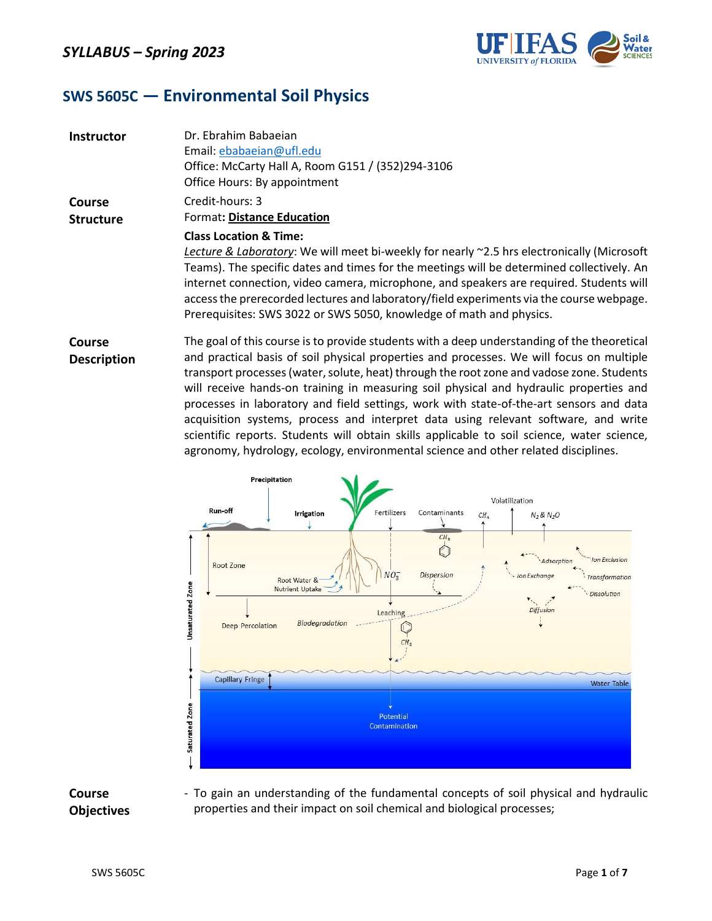## *SYLLABUS – Spring 2023*

# SWS 5605C — Environmental Soil Physics

**Instructor**

Dr. Ebrahim Babaeian
Email: ebabaeian@ufl.edu
Office: McCarty Hall A, Room G151 / (352)294-3106
Office Hours: By appointment

**Course Structure**

Credit-hours: 3
Format**: Distance Education**

**Class Location & Time:**

*Lecture & Laboratory*: We will meet bi-weekly for nearly ~2.5 hrs electronically (Microsoft Teams). The specific dates and times for the meetings will be determined collectively. An internet connection, video camera, microphone, and speakers are required. Students will access the prerecorded lectures and laboratory/field experiments via the course webpage. Prerequisites: SWS 3022 or SWS 5050, knowledge of math and physics.

**Course Description**

The goal of this course is to provide students with a deep understanding of the theoretical and practical basis of soil physical properties and processes. We will focus on multiple transport processes (water, solute, heat) through the root zone and vadose zone. Students will receive hands-on training in measuring soil physical and hydraulic properties and processes in laboratory and field settings, work with state-of-the-art sensors and data acquisition systems, process and interpret data using relevant software, and write scientific reports. Students will obtain skills applicable to soil science, water science, agronomy, hydrology, ecology, environmental science and other related disciplines.

**Course Objectives**

- To gain an understanding of the fundamental concepts of soil physical and hydraulic properties and their impact on soil chemical and biological processes;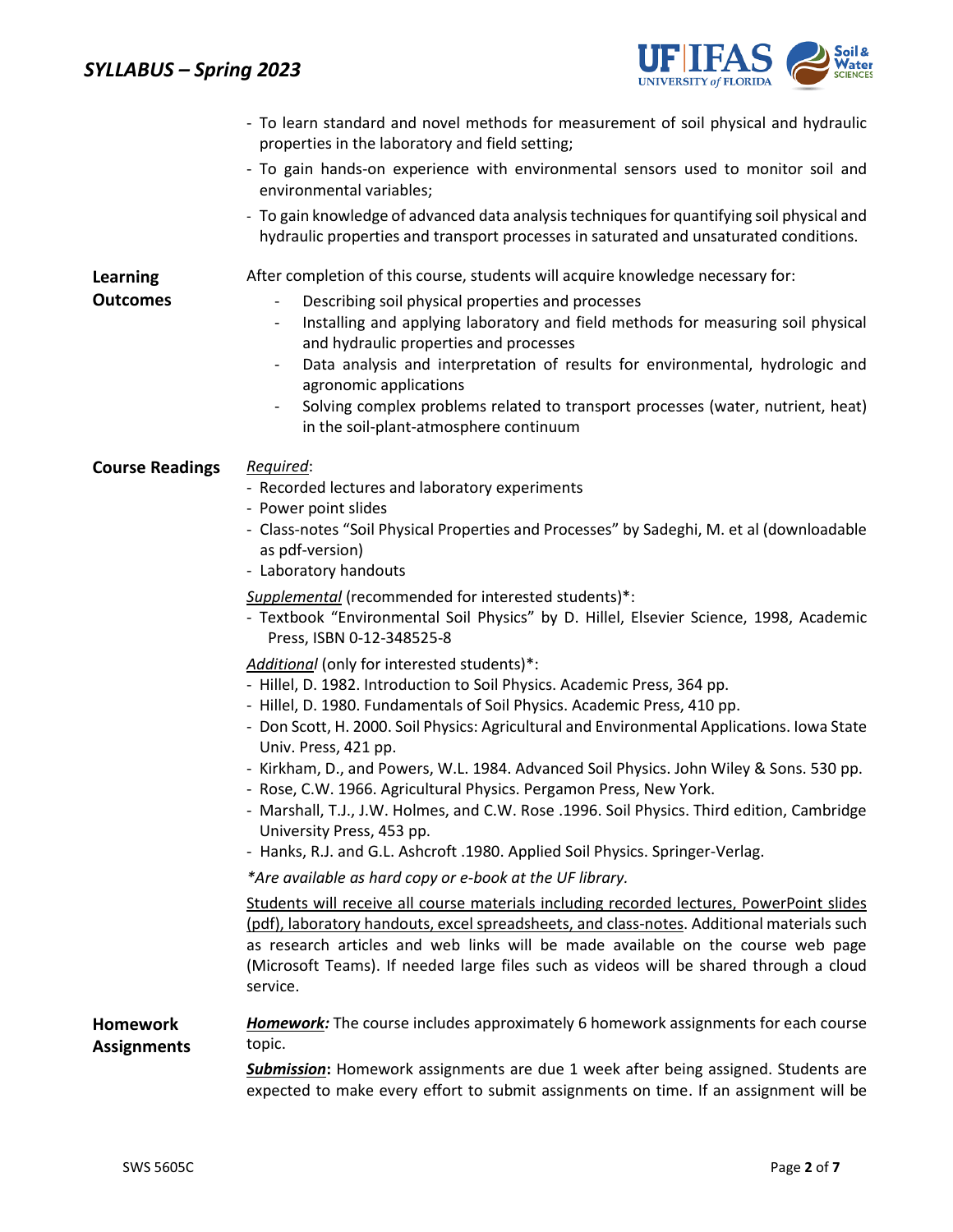- To learn standard and novel methods for measurement of soil physical and hydraulic properties in the laboratory and field setting;
- To gain hands-on experience with environmental sensors used to monitor soil and environmental variables;
- To gain knowledge of advanced data analysis techniques for quantifying soil physical and hydraulic properties and transport processes in saturated and unsaturated conditions.

## Learning Outcomes

After completion of this course, students will acquire knowledge necessary for:

- Describing soil physical properties and processes
- Installing and applying laboratory and field methods for measuring soil physical and hydraulic properties and processes
- Data analysis and interpretation of results for environmental, hydrologic and agronomic applications
- Solving complex problems related to transport processes (water, nutrient, heat) in the soil-plant-atmosphere continuum

## Course Readings

*Required*:

- Recorded lectures and laboratory experiments
- Power point slides
- Class-notes "Soil Physical Properties and Processes" by Sadeghi, M. et al (downloadable as pdf-version)
- Laboratory handouts

*Supplemental* (recommended for interested students)*:

- Textbook "Environmental Soil Physics" by D. Hillel, Elsevier Science, 1998, Academic Press, ISBN 0-12-348525-8

*Additional* (only for interested students)*:

- Hillel, D. 1982. Introduction to Soil Physics. Academic Press, 364 pp.
- Hillel, D. 1980. Fundamentals of Soil Physics. Academic Press, 410 pp.
- Don Scott, H. 2000. Soil Physics: Agricultural and Environmental Applications. Iowa State Univ. Press, 421 pp.
- Kirkham, D., and Powers, W.L. 1984. Advanced Soil Physics. John Wiley & Sons. 530 pp.
- Rose, C.W. 1966. Agricultural Physics. Pergamon Press, New York.
- Marshall, T.J., J.W. Holmes, and C.W. Rose .1996. Soil Physics. Third edition, Cambridge University Press, 453 pp.
- Hanks, R.J. and G.L. Ashcroft .1980. Applied Soil Physics. Springer-Verlag.

*\*Are available as hard copy or e-book at the UF library.*

Students will receive all course materials including recorded lectures, PowerPoint slides (pdf), laboratory handouts, excel spreadsheets, and class-notes. Additional materials such as research articles and web links will be made available on the course web page (Microsoft Teams). If needed large files such as videos will be shared through a cloud service.

## Homework Assignments

***Homework:*** The course includes approximately 6 homework assignments for each course topic.

***Submission*:** Homework assignments are due 1 week after being assigned. Students are expected to make every effort to submit assignments on time. If an assignment will be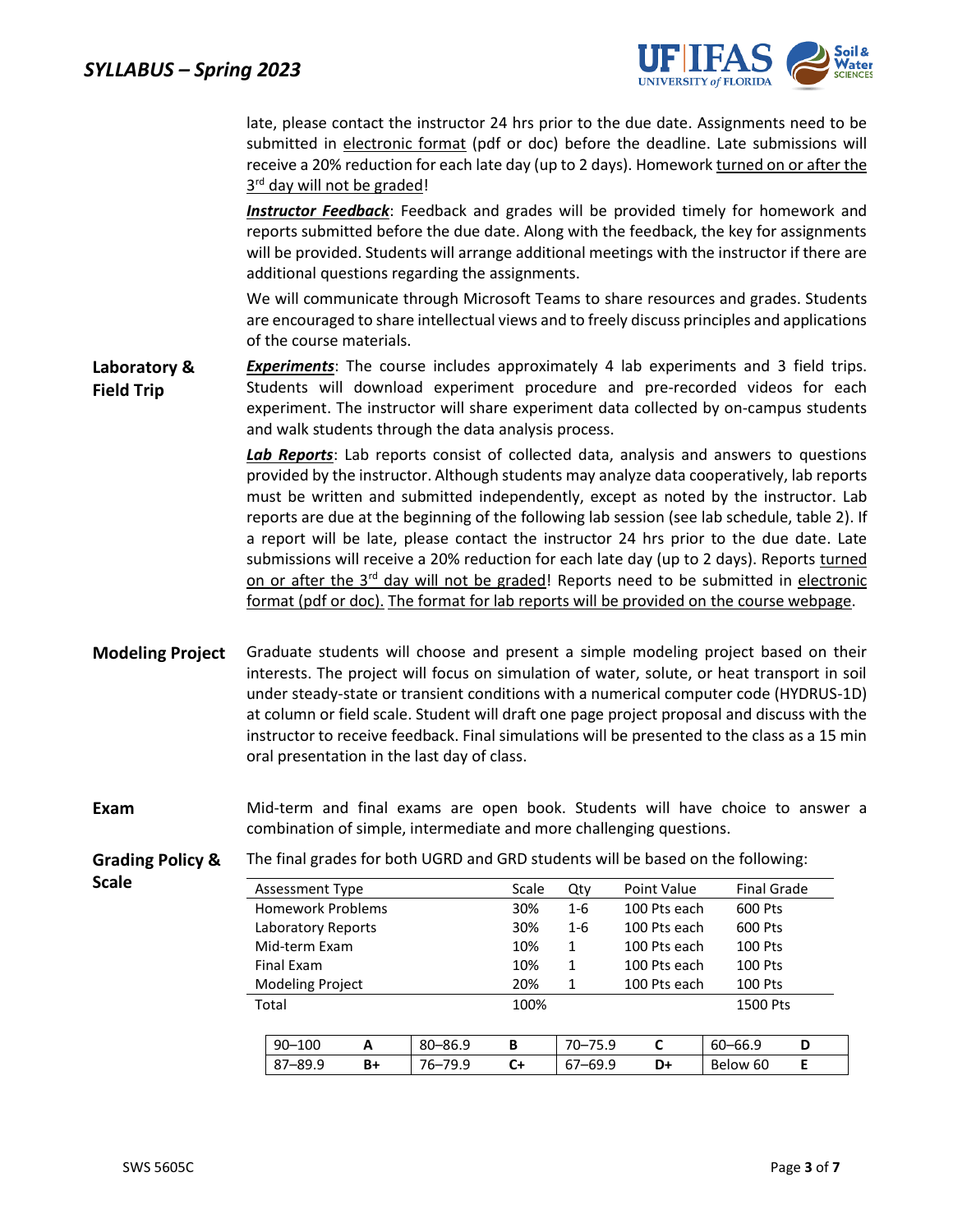late, please contact the instructor 24 hrs prior to the due date. Assignments need to be submitted in electronic format (pdf or doc) before the deadline. Late submissions will receive a 20% reduction for each late day (up to 2 days). Homework turned on or after the 3rd day will not be graded!

***Instructor Feedback***: Feedback and grades will be provided timely for homework and reports submitted before the due date. Along with the feedback, the key for assignments will be provided. Students will arrange additional meetings with the instructor if there are additional questions regarding the assignments.

We will communicate through Microsoft Teams to share resources and grades. Students are encouraged to share intellectual views and to freely discuss principles and applications of the course materials.

## Laboratory & Field Trip

***Experiments***: The course includes approximately 4 lab experiments and 3 field trips. Students will download experiment procedure and pre-recorded videos for each experiment. The instructor will share experiment data collected by on-campus students and walk students through the data analysis process.

***Lab Reports***: Lab reports consist of collected data, analysis and answers to questions provided by the instructor. Although students may analyze data cooperatively, lab reports must be written and submitted independently, except as noted by the instructor. Lab reports are due at the beginning of the following lab session (see lab schedule, table 2). If a report will be late, please contact the instructor 24 hrs prior to the due date. Late submissions will receive a 20% reduction for each late day (up to 2 days). Reports turned on or after the 3rd day will not be graded! Reports need to be submitted in electronic format (pdf or doc). The format for lab reports will be provided on the course webpage.

## Modeling Project

Graduate students will choose and present a simple modeling project based on their interests. The project will focus on simulation of water, solute, or heat transport in soil under steady-state or transient conditions with a numerical computer code (HYDRUS-1D) at column or field scale. Student will draft one page project proposal and discuss with the instructor to receive feedback. Final simulations will be presented to the class as a 15 min oral presentation in the last day of class.

## Exam

Mid-term and final exams are open book. Students will have choice to answer a combination of simple, intermediate and more challenging questions.

## Grading Policy & Scale

The final grades for both UGRD and GRD students will be based on the following:

| Assessment Type | Scale | Qty | Point Value | Final Grade |
|---|---|---|---|---|
| Homework Problems | 30% | 1-6 | 100 Pts each | 600 Pts |
| Laboratory Reports | 30% | 1-6 | 100 Pts each | 600 Pts |
| Mid-term Exam | 10% | 1 | 100 Pts each | 100 Pts |
| Final Exam | 10% | 1 | 100 Pts each | 100 Pts |
| Modeling Project | 20% | 1 | 100 Pts each | 100 Pts |
| Total | 100% | | | 1500 Pts |

| | | | | | | | |
|---|---|---|---|---|---|---|---|
| 90–100 | A | 80–86.9 | B | 70–75.9 | C | 60–66.9 | D |
| 87–89.9 | B+ | 76–79.9 | C+ | 67–69.9 | D+ | Below 60 | E |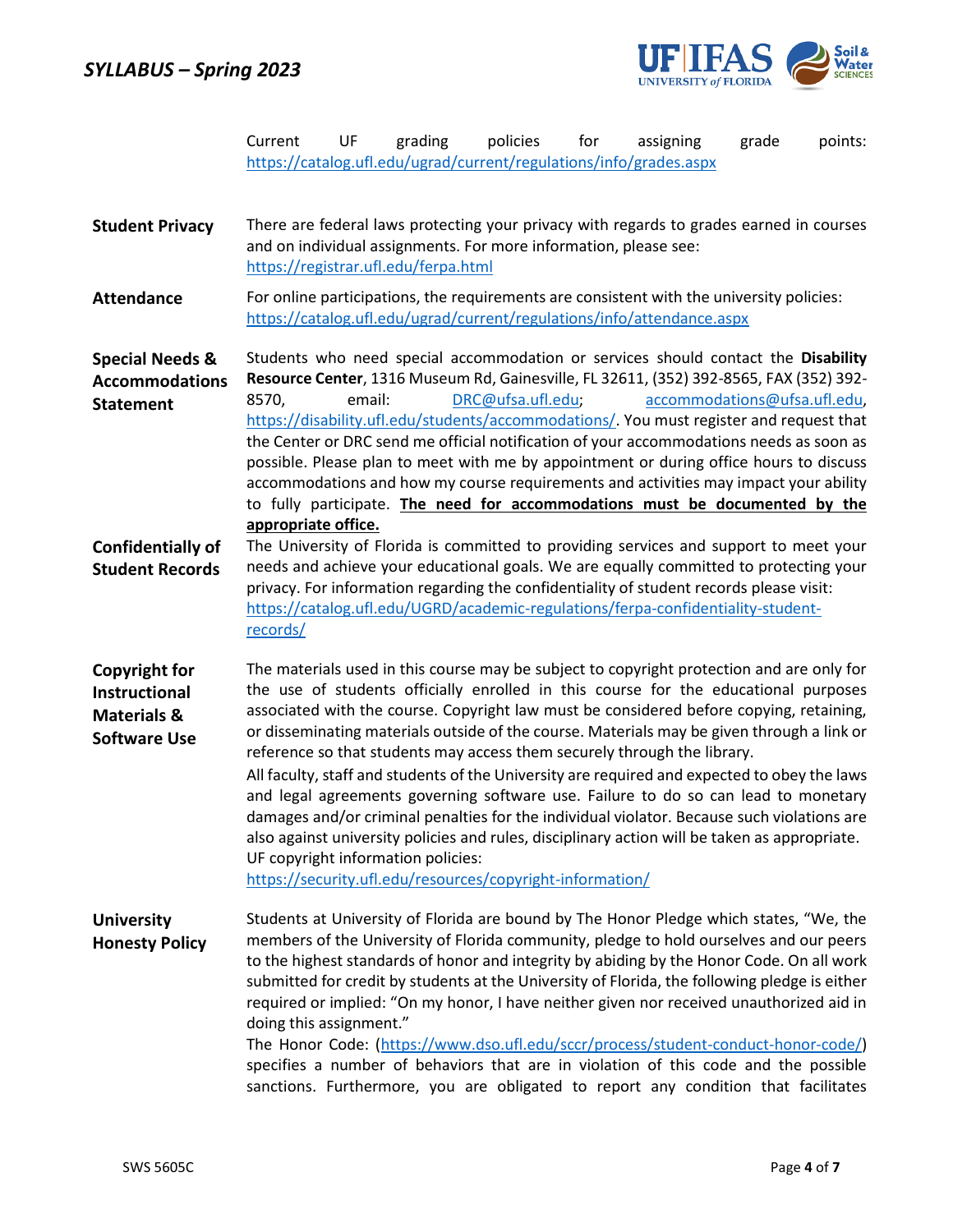Current UF grading policies for assigning grade points: https://catalog.ufl.edu/ugrad/current/regulations/info/grades.aspx

**Student Privacy**

There are federal laws protecting your privacy with regards to grades earned in courses and on individual assignments. For more information, please see: https://registrar.ufl.edu/ferpa.html

**Attendance**

For online participations, the requirements are consistent with the university policies: https://catalog.ufl.edu/ugrad/current/regulations/info/attendance.aspx

**Special Needs & Accommodations Statement**

Students who need special accommodation or services should contact the **Disability Resource Center**, 1316 Museum Rd, Gainesville, FL 32611, (352) 392-8565, FAX (352) 392-8570, email: DRC@ufsa.ufl.edu; accommodations@ufsa.ufl.edu, https://disability.ufl.edu/students/accommodations/. You must register and request that the Center or DRC send me official notification of your accommodations needs as soon as possible. Please plan to meet with me by appointment or during office hours to discuss accommodations and how my course requirements and activities may impact your ability to fully participate. **<u>The need for accommodations must be documented by the appropriate office.</u>**

**Confidentially of Student Records**

The University of Florida is committed to providing services and support to meet your needs and achieve your educational goals. We are equally committed to protecting your privacy. For information regarding the confidentiality of student records please visit: https://catalog.ufl.edu/UGRD/academic-regulations/ferpa-confidentiality-student-records/

**Copyright for Instructional Materials & Software Use**

The materials used in this course may be subject to copyright protection and are only for the use of students officially enrolled in this course for the educational purposes associated with the course. Copyright law must be considered before copying, retaining, or disseminating materials outside of the course. Materials may be given through a link or reference so that students may access them securely through the library.

All faculty, staff and students of the University are required and expected to obey the laws and legal agreements governing software use. Failure to do so can lead to monetary damages and/or criminal penalties for the individual violator. Because such violations are also against university policies and rules, disciplinary action will be taken as appropriate. UF copyright information policies: https://security.ufl.edu/resources/copyright-information/

**University Honesty Policy**

Students at University of Florida are bound by The Honor Pledge which states, "We, the members of the University of Florida community, pledge to hold ourselves and our peers to the highest standards of honor and integrity by abiding by the Honor Code. On all work submitted for credit by students at the University of Florida, the following pledge is either required or implied: "On my honor, I have neither given nor received unauthorized aid in doing this assignment."

The Honor Code: (https://www.dso.ufl.edu/sccr/process/student-conduct-honor-code/) specifies a number of behaviors that are in violation of this code and the possible sanctions. Furthermore, you are obligated to report any condition that facilitates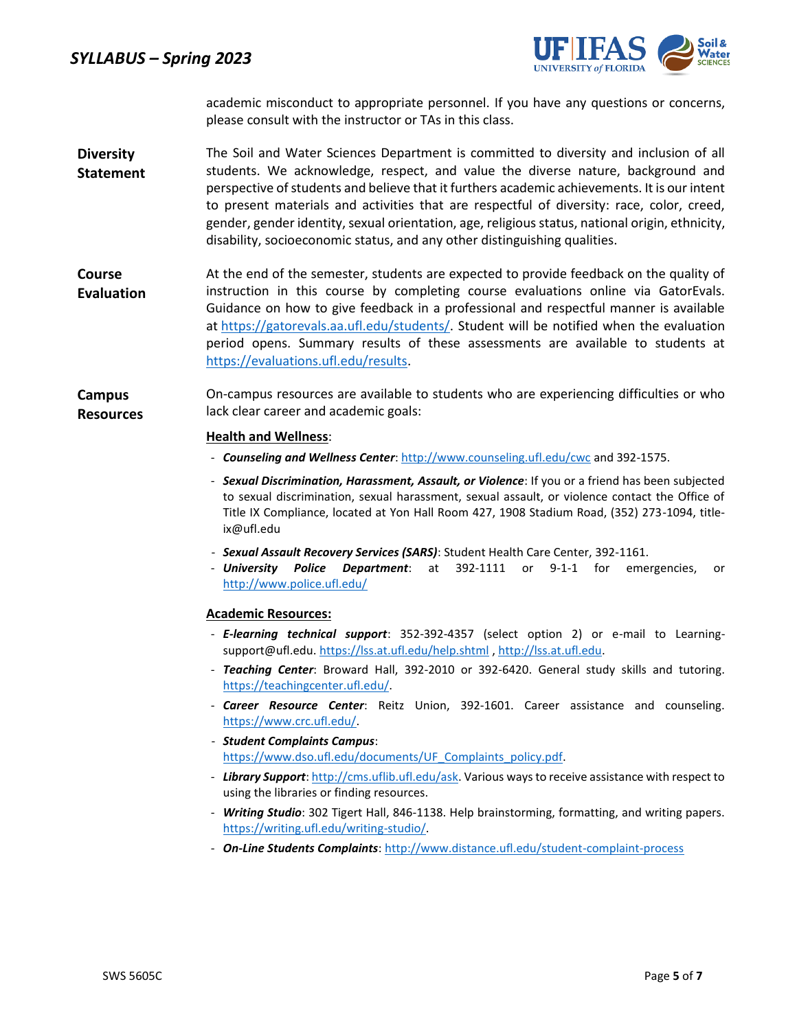academic misconduct to appropriate personnel. If you have any questions or concerns, please consult with the instructor or TAs in this class.

**Diversity Statement**

The Soil and Water Sciences Department is committed to diversity and inclusion of all students. We acknowledge, respect, and value the diverse nature, background and perspective of students and believe that it furthers academic achievements. It is our intent to present materials and activities that are respectful of diversity: race, color, creed, gender, gender identity, sexual orientation, age, religious status, national origin, ethnicity, disability, socioeconomic status, and any other distinguishing qualities.

**Course Evaluation**

At the end of the semester, students are expected to provide feedback on the quality of instruction in this course by completing course evaluations online via GatorEvals. Guidance on how to give feedback in a professional and respectful manner is available at https://gatorevals.aa.ufl.edu/students/. Student will be notified when the evaluation period opens. Summary results of these assessments are available to students at https://evaluations.ufl.edu/results.

**Campus Resources**

On-campus resources are available to students who are experiencing difficulties or who lack clear career and academic goals:

**Health and Wellness**:

- ***Counseling and Wellness Center***: http://www.counseling.ufl.edu/cwc and 392-1575.
- ***Sexual Discrimination, Harassment, Assault, or Violence***: If you or a friend has been subjected to sexual discrimination, sexual harassment, sexual assault, or violence contact the Office of Title IX Compliance, located at Yon Hall Room 427, 1908 Stadium Road, (352) 273-1094, title-ix@ufl.edu
- ***Sexual Assault Recovery Services (SARS)***: Student Health Care Center, 392-1161.
- ***University Police Department***: at 392-1111 or 9-1-1 for emergencies, or http://www.police.ufl.edu/

**Academic Resources:**

- ***E-learning technical support***: 352-392-4357 (select option 2) or e-mail to Learning-support@ufl.edu. https://lss.at.ufl.edu/help.shtml , http://lss.at.ufl.edu.
- ***Teaching Center***: Broward Hall, 392-2010 or 392-6420. General study skills and tutoring. https://teachingcenter.ufl.edu/.
- ***Career Resource Center***: Reitz Union, 392-1601. Career assistance and counseling. https://www.crc.ufl.edu/.
- ***Student Complaints Campus***: https://www.dso.ufl.edu/documents/UF_Complaints_policy.pdf.
- ***Library Support***: http://cms.uflib.ufl.edu/ask. Various ways to receive assistance with respect to using the libraries or finding resources.
- ***Writing Studio***: 302 Tigert Hall, 846-1138. Help brainstorming, formatting, and writing papers. https://writing.ufl.edu/writing-studio/.
- ***On-Line Students Complaints***: http://www.distance.ufl.edu/student-complaint-process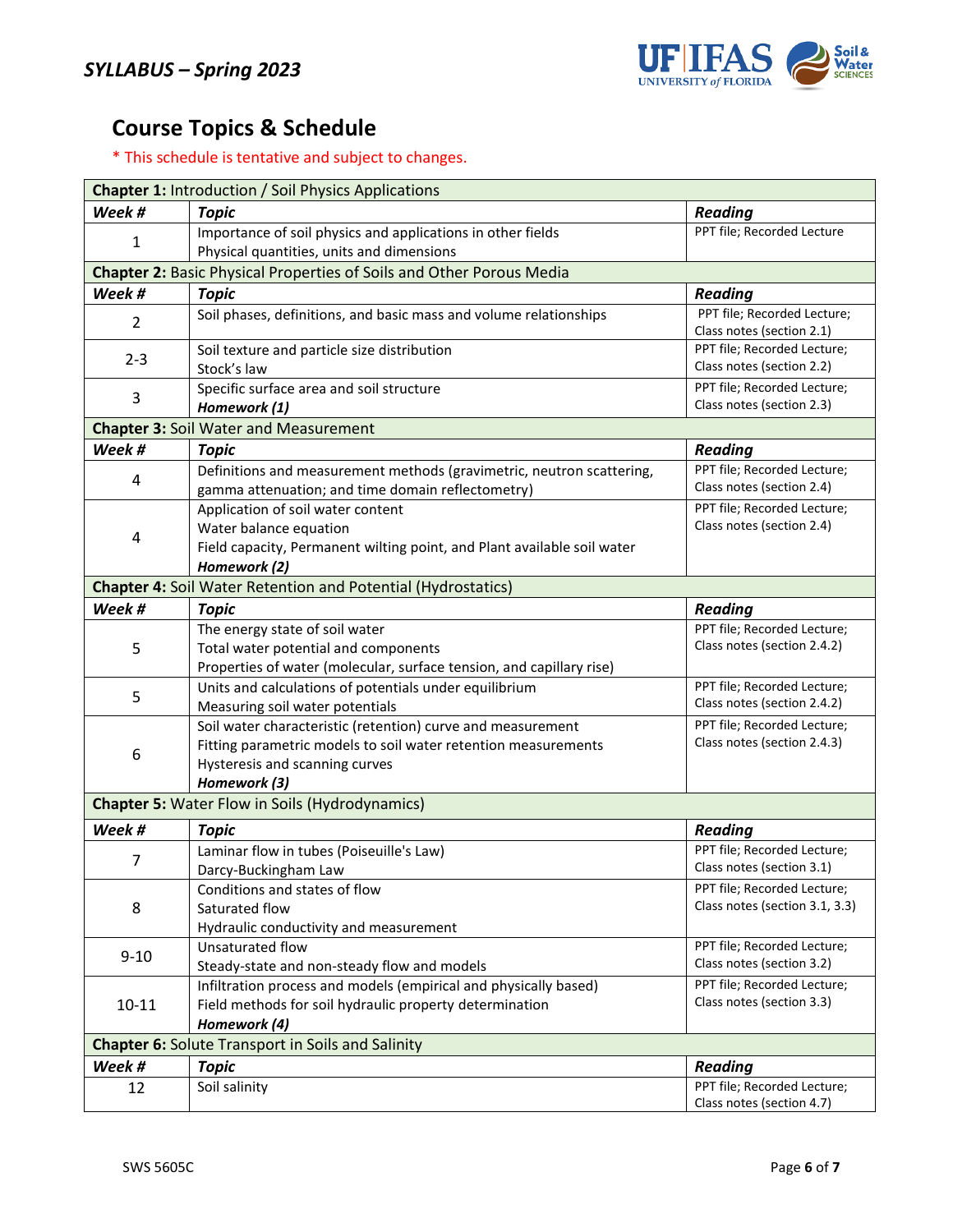## Course Topics & Schedule

\* This schedule is tentative and subject to changes.

| **Chapter 1:** Introduction / Soil Physics Applications | | |
|---|---|---|
| ***Week #*** | ***Topic*** | ***Reading*** |
| 1 | Importance of soil physics and applications in other fields<br>Physical quantities, units and dimensions | PPT file; Recorded Lecture |
| **Chapter 2:** Basic Physical Properties of Soils and Other Porous Media | | |
| ***Week #*** | ***Topic*** | ***Reading*** |
| 2 | Soil phases, definitions, and basic mass and volume relationships | PPT file; Recorded Lecture; Class notes (section 2.1) |
| 2-3 | Soil texture and particle size distribution<br>Stock's law | PPT file; Recorded Lecture; Class notes (section 2.2) |
| 3 | Specific surface area and soil structure<br>***Homework (1)*** | PPT file; Recorded Lecture; Class notes (section 2.3) |
| **Chapter 3:** Soil Water and Measurement | | |
| ***Week #*** | ***Topic*** | ***Reading*** |
| 4 | Definitions and measurement methods (gravimetric, neutron scattering, gamma attenuation; and time domain reflectometry) | PPT file; Recorded Lecture; Class notes (section 2.4) |
| 4 | Application of soil water content<br>Water balance equation<br>Field capacity, Permanent wilting point, and Plant available soil water<br>***Homework (2)*** | PPT file; Recorded Lecture; Class notes (section 2.4) |
| **Chapter 4:** Soil Water Retention and Potential (Hydrostatics) | | |
| ***Week #*** | ***Topic*** | ***Reading*** |
| 5 | The energy state of soil water<br>Total water potential and components<br>Properties of water (molecular, surface tension, and capillary rise) | PPT file; Recorded Lecture; Class notes (section 2.4.2) |
| 5 | Units and calculations of potentials under equilibrium<br>Measuring soil water potentials | PPT file; Recorded Lecture; Class notes (section 2.4.2) |
| 6 | Soil water characteristic (retention) curve and measurement<br>Fitting parametric models to soil water retention measurements<br>Hysteresis and scanning curves<br>***Homework (3)*** | PPT file; Recorded Lecture; Class notes (section 2.4.3) |
| **Chapter 5:** Water Flow in Soils (Hydrodynamics) | | |
| ***Week #*** | ***Topic*** | ***Reading*** |
| 7 | Laminar flow in tubes (Poiseuille's Law)<br>Darcy-Buckingham Law | PPT file; Recorded Lecture; Class notes (section 3.1) |
| 8 | Conditions and states of flow<br>Saturated flow<br>Hydraulic conductivity and measurement | PPT file; Recorded Lecture; Class notes (section 3.1, 3.3) |
| 9-10 | Unsaturated flow<br>Steady-state and non-steady flow and models | PPT file; Recorded Lecture; Class notes (section 3.2) |
| 10-11 | Infiltration process and models (empirical and physically based)<br>Field methods for soil hydraulic property determination<br>***Homework (4)*** | PPT file; Recorded Lecture; Class notes (section 3.3) |
| **Chapter 6:** Solute Transport in Soils and Salinity | | |
| ***Week #*** | ***Topic*** | ***Reading*** |
| 12 | Soil salinity | PPT file; Recorded Lecture; Class notes (section 4.7) |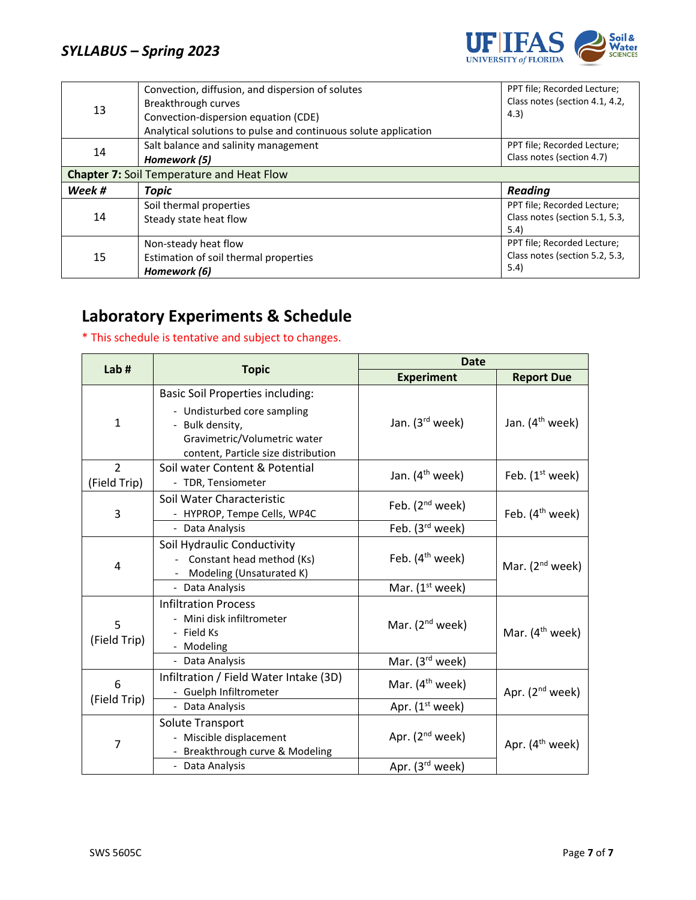| Week # | Topic | Reading |
|---|---|---|
| 13 | Convection, diffusion, and dispersion of solutes<br>Breakthrough curves<br>Convection-dispersion equation (CDE)<br>Analytical solutions to pulse and continuous solute application | PPT file; Recorded Lecture; Class notes (section 4.1, 4.2, 4.3) |
| 14 | Salt balance and salinity management<br>***Homework (5)*** | PPT file; Recorded Lecture; Class notes (section 4.7) |
| **Chapter 7:** Soil Temperature and Heat Flow | | |
| ***Week #*** | ***Topic*** | ***Reading*** |
| 14 | Soil thermal properties<br>Steady state heat flow | PPT file; Recorded Lecture; Class notes (section 5.1, 5.3, 5.4) |
| 15 | Non-steady heat flow<br>Estimation of soil thermal properties<br>***Homework (6)*** | PPT file; Recorded Lecture; Class notes (section 5.2, 5.3, 5.4) |

## Laboratory Experiments & Schedule

\* This schedule is tentative and subject to changes.

| Lab # | Topic | Date | |
|---|---|---|---|
| | | Experiment | Report Due |
| 1 | Basic Soil Properties including:<br>- Undisturbed core sampling<br>- Bulk density, Gravimetric/Volumetric water content, Particle size distribution | Jan. (3rd week) | Jan. (4th week) |
| 2 (Field Trip) | Soil water Content & Potential<br>- TDR, Tensiometer | Jan. (4th week) | Feb. (1st week) |
| 3 | Soil Water Characteristic<br>- HYPROP, Tempe Cells, WP4C | Feb. (2nd week) | Feb. (4th week) |
| | - Data Analysis | Feb. (3rd week) | |
| 4 | Soil Hydraulic Conductivity<br>- Constant head method (Ks)<br>- Modeling (Unsaturated K) | Feb. (4th week) | Mar. (2nd week) |
| | - Data Analysis | Mar. (1st week) | |
| 5 (Field Trip) | Infiltration Process<br>- Mini disk infiltrometer<br>- Field Ks<br>- Modeling | Mar. (2nd week) | Mar. (4th week) |
| | - Data Analysis | Mar. (3rd week) | |
| 6 (Field Trip) | Infiltration / Field Water Intake (3D)<br>- Guelph Infiltrometer | Mar. (4th week) | Apr. (2nd week) |
| | - Data Analysis | Apr. (1st week) | |
| 7 | Solute Transport<br>- Miscible displacement<br>- Breakthrough curve & Modeling | Apr. (2nd week) | Apr. (4th week) |
| | - Data Analysis | Apr. (3rd week) | |